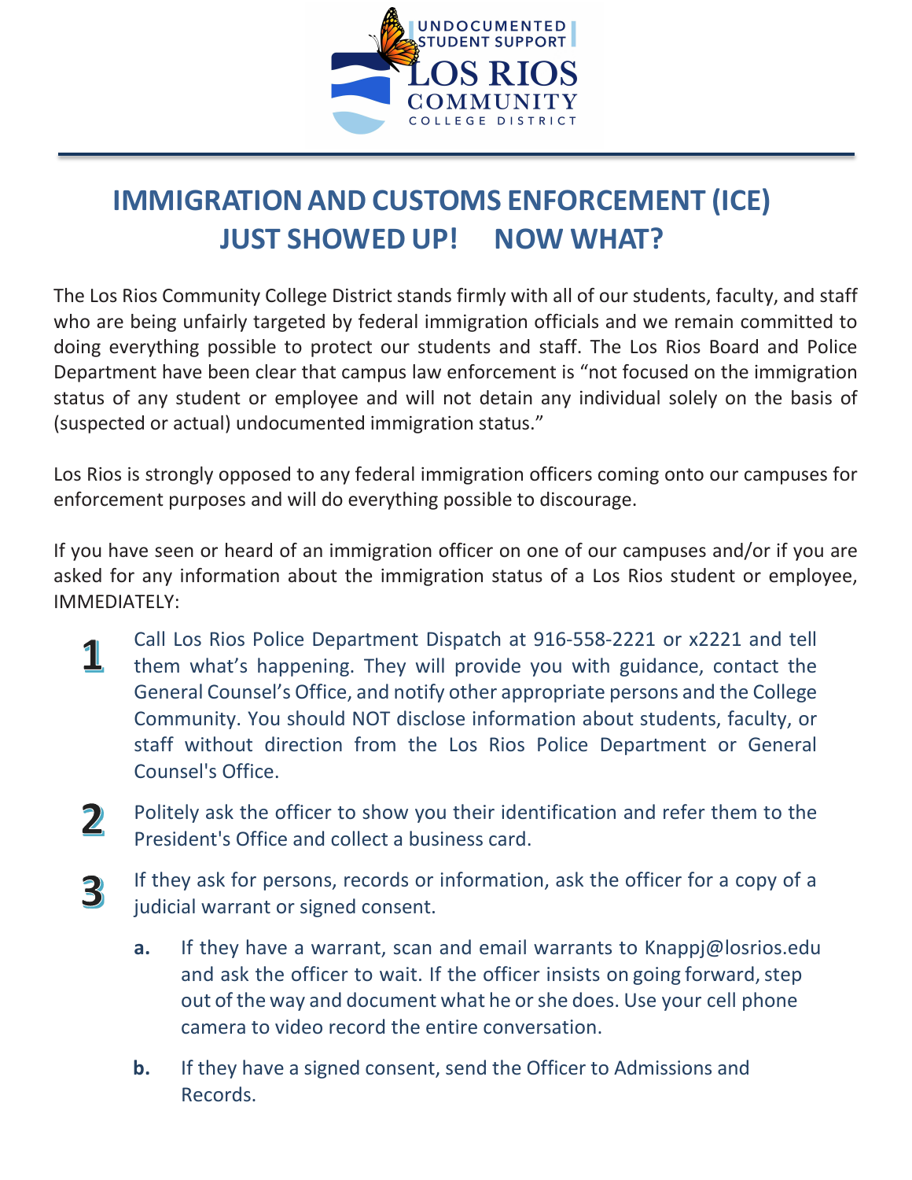UNDOCUMENTED STUDENT SUPPORT

LOS RIOS COMMUNITY COLLEGE DISTRICT

# IMMIGRATION AND CUSTOMS ENFORCEMENT (ICE) JUST SHOWED UP! NOW WHAT?

The Los Rios Community College District stands firmly with all of our students, faculty, and staff who are being unfairly targeted by federal immigration officials and we remain committed to doing everything possible to protect our students and staff. The Los Rios Board and Police Department have been clear that campus law enforcement is "not focused on the immigration status of any student or employee and will not detain any individual solely on the basis of (suspected or actual) undocumented immigration status."

Los Rios is strongly opposed to any federal immigration officers coming onto our campuses for enforcement purposes and will do everything possible to discourage.

If you have seen or heard of an immigration officer on one of our campuses and/or if you are asked for any information about the immigration status of a Los Rios student or employee, IMMEDIATELY:

1. Call Los Rios Police Department Dispatch at 916-558-2221 or x2221 and tell them what's happening. They will provide you with guidance, contact the General Counsel's Office, and notify other appropriate persons and the College Community. You should NOT disclose information about students, faculty, or staff without direction from the Los Rios Police Department or General Counsel's Office.

2. Politely ask the officer to show you their identification and refer them to the President's Office and collect a business card.

3. If they ask for persons, records or information, ask the officer for a copy of a judicial warrant or signed consent.

   **a.** If they have a warrant, scan and email warrants to Knappj@losrios.edu and ask the officer to wait. If the officer insists on going forward, step out of the way and document what he or she does. Use your cell phone camera to video record the entire conversation.

   **b.** If they have a signed consent, send the Officer to Admissions and Records.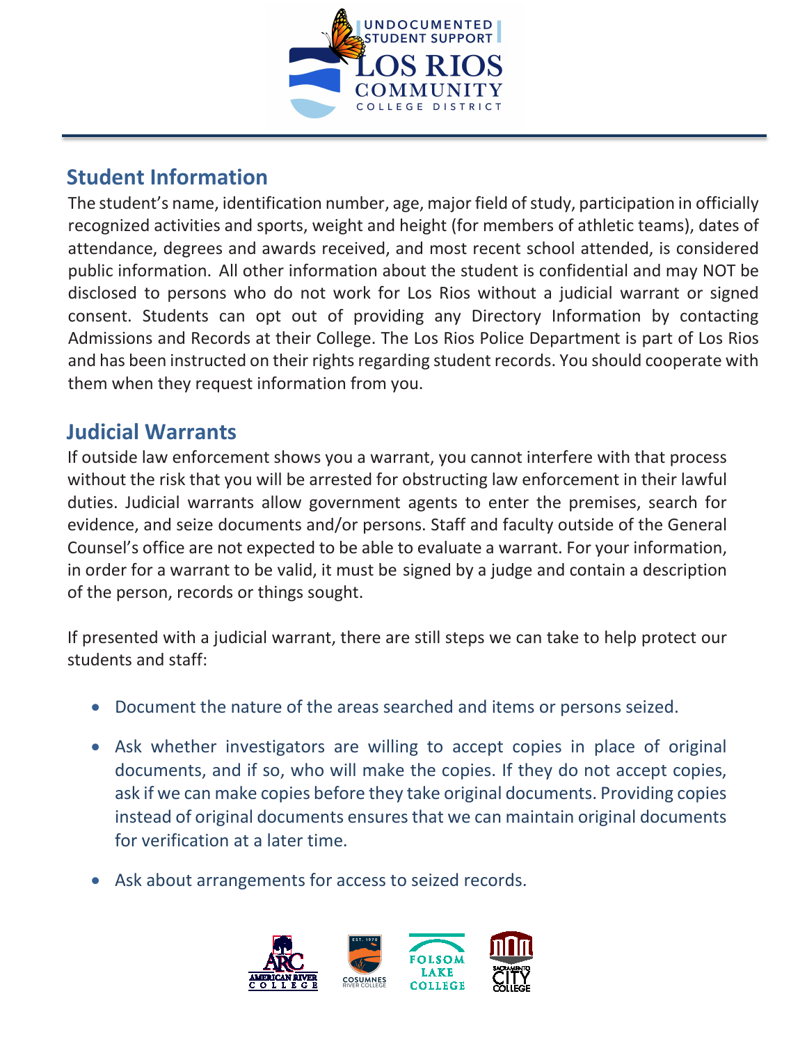## Student Information

The student's name, identification number, age, major field of study, participation in officially recognized activities and sports, weight and height (for members of athletic teams), dates of attendance, degrees and awards received, and most recent school attended, is considered public information. All other information about the student is confidential and may NOT be disclosed to persons who do not work for Los Rios without a judicial warrant or signed consent. Students can opt out of providing any Directory Information by contacting Admissions and Records at their College. The Los Rios Police Department is part of Los Rios and has been instructed on their rights regarding student records. You should cooperate with them when they request information from you.

## Judicial Warrants

If outside law enforcement shows you a warrant, you cannot interfere with that process without the risk that you will be arrested for obstructing law enforcement in their lawful duties. Judicial warrants allow government agents to enter the premises, search for evidence, and seize documents and/or persons. Staff and faculty outside of the General Counsel's office are not expected to be able to evaluate a warrant. For your information, in order for a warrant to be valid, it must be signed by a judge and contain a description of the person, records or things sought.

If presented with a judicial warrant, there are still steps we can take to help protect our students and staff:

- Document the nature of the areas searched and items or persons seized.
- Ask whether investigators are willing to accept copies in place of original documents, and if so, who will make the copies. If they do not accept copies, ask if we can make copies before they take original documents. Providing copies instead of original documents ensures that we can maintain original documents for verification at a later time.
- Ask about arrangements for access to seized records.